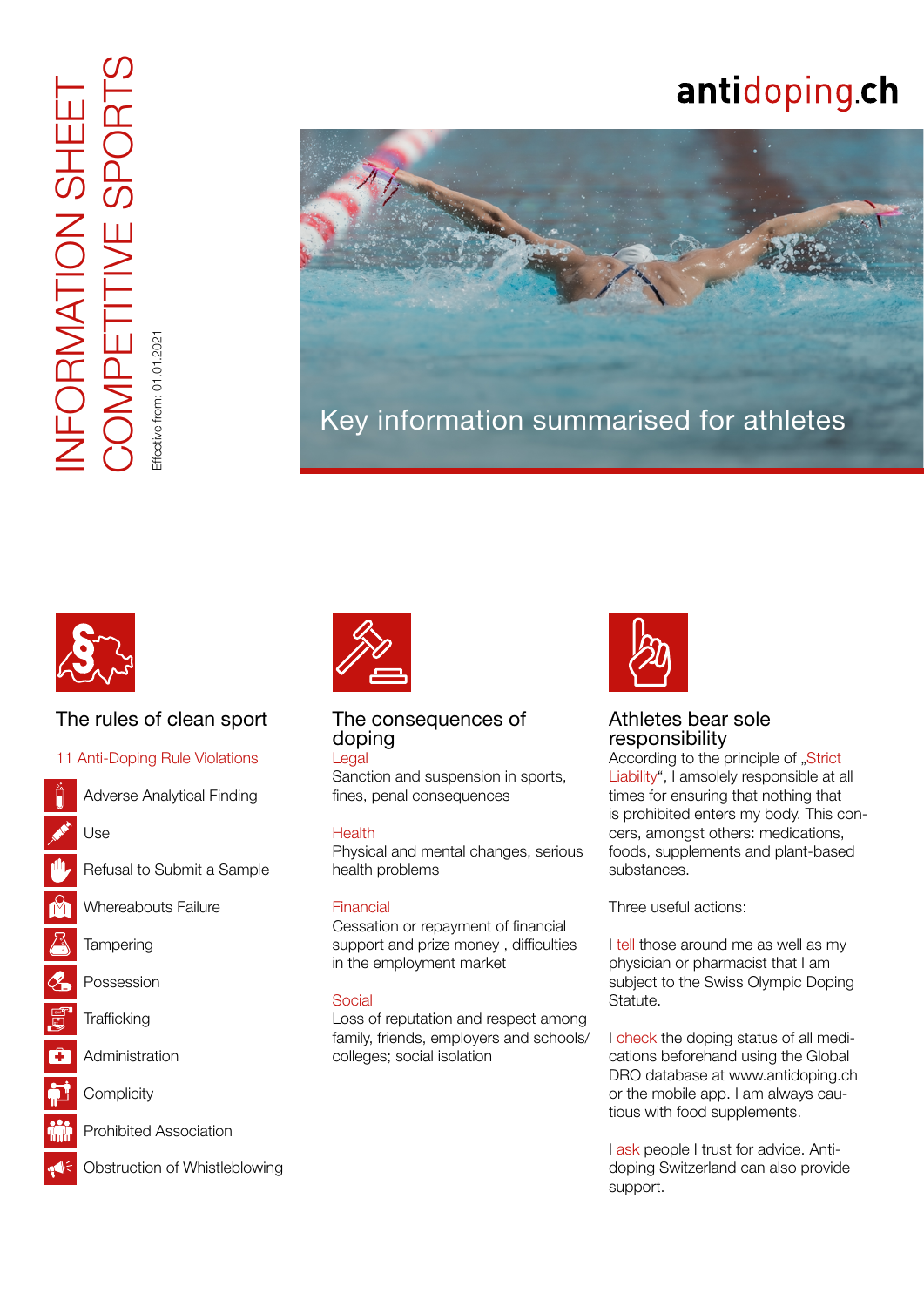# INFORMATION SHEET COMPETITIVE SPORTS

Effective from: 01.01.2021

antidoping.ch

Key information summarised for athletes

## The rules of clean sport

11 Anti-Doping Rule Violations

- Adverse Analytical Finding
- Use
- Refusal to Submit a Sample
- Whereabouts Failure
- Tampering
- Possession
- Trafficking
- Administration
- Complicity
- Prohibited Association
- Obstruction of Whistleblowing

## The consequences of doping

Legal
Sanction and suspension in sports, fines, penal consequences

Health
Physical and mental changes, serious health problems

Financial
Cessation or repayment of financial support and prize money , difficulties in the employment market

Social
Loss of reputation and respect among family, friends, employers and schools/colleges; social isolation

## Athletes bear sole responsibility

Accordingly to the principle of „Strict Liability“, I amsolely responsible at all times for ensuring that nothing that is prohibited enters my body. This concers, amongst others: medications, foods, supplements and plant-based substances.

Three useful actions:

I tell those around me as well as my physician or pharmacist that I am subject to the Swiss Olympic Doping Statute.

I check the doping status of all medications beforehand using the Global DRO database at www.antidoping.ch or the mobile app. I am always cautious with food supplements.

I ask people I trust for advice. Anti-doping Switzerland can also provide support.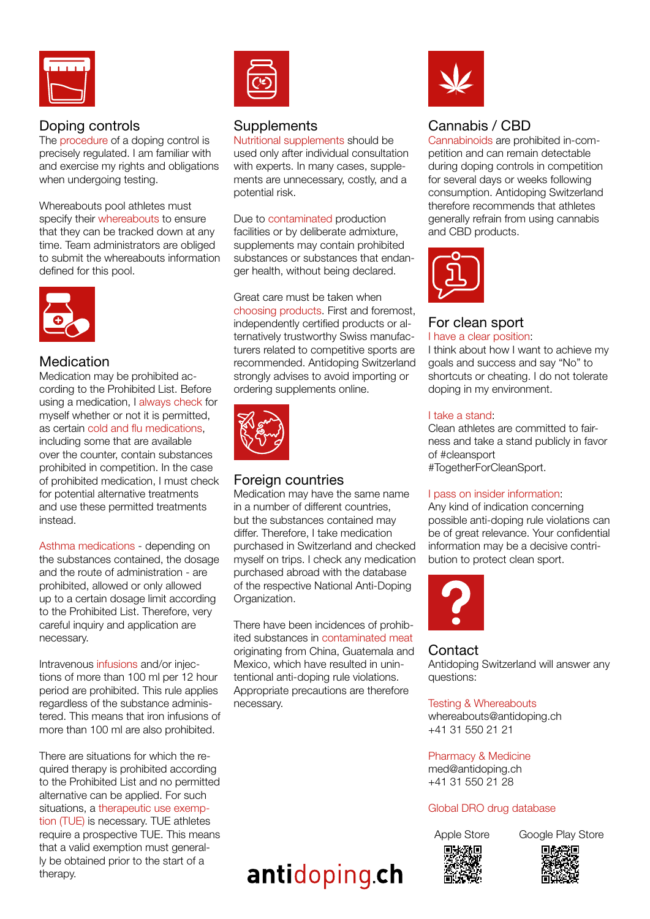## Doping controls

The procedure of a doping control is precisely regulated. I am familiar with and exercise my rights and obligations when undergoing testing.

Whereabouts pool athletes must specify their whereabouts to ensure that they can be tracked down at any time. Team administrators are obliged to submit the whereabouts information defined for this pool.

## Medication

Medication may be prohibited according to the Prohibited List. Before using a medication, I always check for myself whether or not it is permitted, as certain cold and flu medications, including some that are available over the counter, contain substances prohibited in competition. In the case of prohibited medication, I must check for potential alternative treatments and use these permitted treatments instead.

Asthma medications - depending on the substances contained, the dosage and the route of administration - are prohibited, allowed or only allowed up to a certain dosage limit according to the Prohibited List. Therefore, very careful inquiry and application are necessary.

Intravenous infusions and/or injections of more than 100 ml per 12 hour period are prohibited. This rule applies regardless of the substance administered. This means that iron infusions of more than 100 ml are also prohibited.

There are situations for which the required therapy is prohibited according to the Prohibited List and no permitted alternative can be applied. For such situations, a therapeutic use exemption (TUE) is necessary. TUE athletes require a prospective TUE. This means that a valid exemption must generally be obtained prior to the start of a therapy.

## Supplements

Nutritional supplements should be used only after individual consultation with experts. In many cases, supplements are unnecessary, costly, and a potential risk.

Due to contaminated production facilities or by deliberate admixture, supplements may contain prohibited substances or substances that endanger health, without being declared.

Great care must be taken when choosing products. First and foremost, independently certified products or alternatively trustworthy Swiss manufacturers related to competitive sports are recommended. Antidoping Switzerland strongly advises to avoid importing or ordering supplements online.

## Foreign countries

Medication may have the same name in a number of different countries, but the substances contained may differ. Therefore, I take medication purchased in Switzerland and checked myself on trips. I check any medication purchased abroad with the database of the respective National Anti-Doping Organization.

There have been incidences of prohibited substances in contaminated meat originating from China, Guatemala and Mexico, which have resulted in unintentional anti-doping rule violations. Appropriate precautions are therefore necessary.

## Cannabis / CBD

Cannabinoids are prohibited in-competition and can remain detectable during doping controls in competition for several days or weeks following consumption. Antidoping Switzerland therefore recommends that athletes generally refrain from using cannabis and CBD products.

## For clean sport

I have a clear position:
I think about how I want to achieve my goals and success and say "No" to shortcuts or cheating. I do not tolerate doping in my environment.

I take a stand:
Clean athletes are committed to fairness and take a stand publicly in favor of #cleansport #TogetherForCleanSport.

I pass on insider information:
Any kind of indication concerning possible anti-doping rule violations can be of great relevance. Your confidential information may be a decisive contribution to protect clean sport.

## Contact

Antidoping Switzerland will answer any questions:

Testing & Whereabouts
whereabouts@antidoping.ch
+41 31 550 21 21

Pharmacy & Medicine
med@antidoping.ch
+41 31 550 21 28

Global DRO drug database

Apple Store

Google Play Store

antidoping.ch